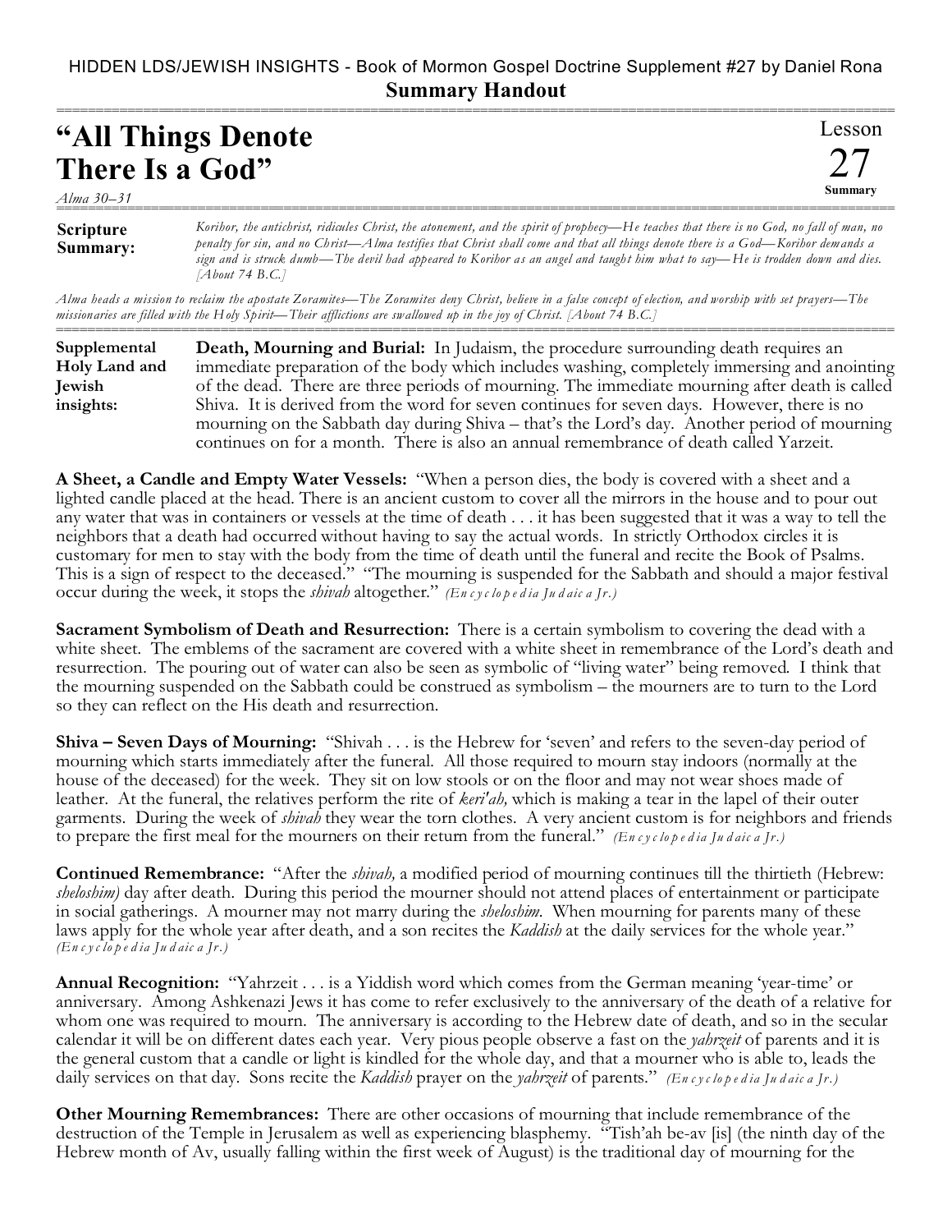HIDDEN LDS/JEWISH INSIGHTS - Book of Mormon Gospel Doctrine Supplement #27 by Daniel Rona

**Summary Handout**

# "All Things Denote There Is a God"

Lesson 27 Summary

*Alma 30–31*

**Scripture Summary:** *Korihor, the antichrist, ridicules Christ, the atonement, and the spirit of prophecy—He teaches that there is no God, no fall of man, no penalty for sin, and no Christ—Alma testifies that Christ shall come and that all things denote there is a God—Korihor demands a sign and is struck dumb—The devil had appeared to Korihor as an angel and taught him what to say—He is trodden down and dies. [About 74 B.C.]*

*Alma heads a mission to reclaim the apostate Zoramites—The Zoramites deny Christ, believe in a false concept of election, and worship with set prayers—The missionaries are filled with the Holy Spirit—Their afflictions are swallowed up in the joy of Christ. [About 74 B.C.]*

**Supplemental Holy Land and Jewish insights:** **Death, Mourning and Burial:** In Judaism, the procedure surrounding death requires an immediate preparation of the body which includes washing, completely immersing and anointing of the dead. There are three periods of mourning. The immediate mourning after death is called Shiva. It is derived from the word for seven continues for seven days. However, there is no mourning on the Sabbath day during Shiva – that's the Lord's day. Another period of mourning continues on for a month. There is also an annual remembrance of death called Yarzeit.

**A Sheet, a Candle and Empty Water Vessels:** "When a person dies, the body is covered with a sheet and a lighted candle placed at the head. There is an ancient custom to cover all the mirrors in the house and to pour out any water that was in containers or vessels at the time of death . . . it has been suggested that it was a way to tell the neighbors that a death had occurred without having to say the actual words. In strictly Orthodox circles it is customary for men to stay with the body from the time of death until the funeral and recite the Book of Psalms. This is a sign of respect to the deceased." "The mourning is suspended for the Sabbath and should a major festival occur during the week, it stops the *shivah* altogether." *(Encyclopedia Judaica Jr.)*

**Sacrament Symbolism of Death and Resurrection:** There is a certain symbolism to covering the dead with a white sheet. The emblems of the sacrament are covered with a white sheet in remembrance of the Lord's death and resurrection. The pouring out of water can also be seen as symbolic of "living water" being removed. I think that the mourning suspended on the Sabbath could be construed as symbolism – the mourners are to turn to the Lord so they can reflect on the His death and resurrection.

**Shiva – Seven Days of Mourning:** "Shivah . . . is the Hebrew for 'seven' and refers to the seven-day period of mourning which starts immediately after the funeral. All those required to mourn stay indoors (normally at the house of the deceased) for the week. They sit on low stools or on the floor and may not wear shoes made of leather. At the funeral, the relatives perform the rite of *keri'ah,* which is making a tear in the lapel of their outer garments. During the week of *shivah* they wear the torn clothes. A very ancient custom is for neighbors and friends to prepare the first meal for the mourners on their return from the funeral." *(Encyclopedia Judaica Jr.)*

**Continued Remembrance:** "After the *shivah,* a modified period of mourning continues till the thirtieth (Hebrew: *sheloshim)* day after death. During this period the mourner should not attend places of entertainment or participate in social gatherings. A mourner may not marry during the *sheloshim*. When mourning for parents many of these laws apply for the whole year after death, and a son recites the *Kaddish* at the daily services for the whole year." *(Encyclopedia Judaica Jr.)*

**Annual Recognition:** "Yahrzeit . . . is a Yiddish word which comes from the German meaning 'year-time' or anniversary. Among Ashkenazi Jews it has come to refer exclusively to the anniversary of the death of a relative for whom one was required to mourn. The anniversary is according to the Hebrew date of death, and so in the secular calendar it will be on different dates each year. Very pious people observe a fast on the *yahrzeit* of parents and it is the general custom that a candle or light is kindled for the whole day, and that a mourner who is able to, leads the daily services on that day. Sons recite the *Kaddish* prayer on the *yahrzeit* of parents." *(Encyclopedia Judaica Jr.)*

**Other Mourning Remembrances:** There are other occasions of mourning that include remembrance of the destruction of the Temple in Jerusalem as well as experiencing blasphemy. "Tish'ah be-av [is] (the ninth day of the Hebrew month of Av, usually falling within the first week of August) is the traditional day of mourning for the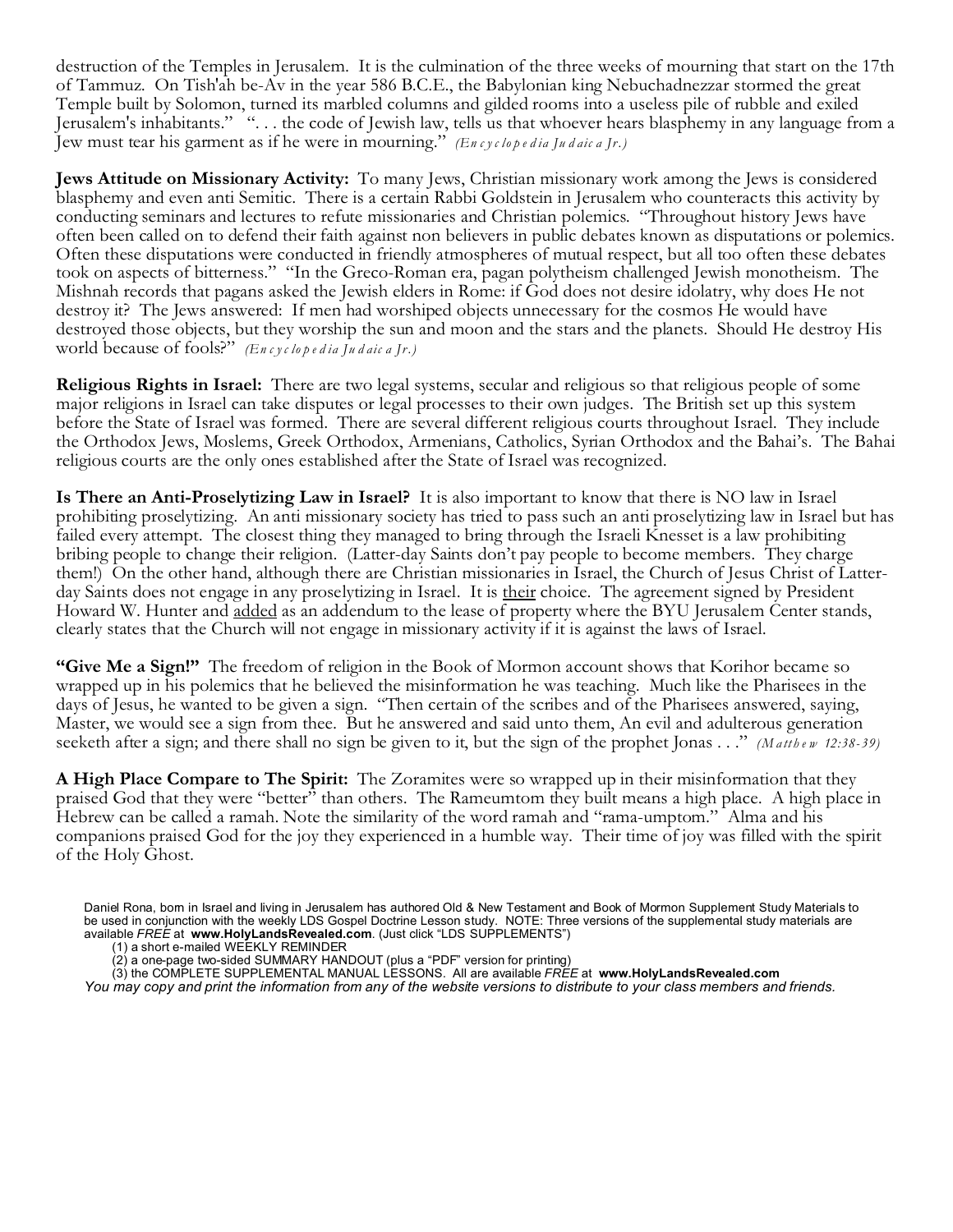destruction of the Temples in Jerusalem. It is the culmination of the three weeks of mourning that start on the 17th of Tammuz. On Tish'ah be-Av in the year 586 B.C.E., the Babylonian king Nebuchadnezzar stormed the great Temple built by Solomon, turned its marbled columns and gilded rooms into a useless pile of rubble and exiled Jerusalem's inhabitants." ". . . the code of Jewish law, tells us that whoever hears blasphemy in any language from a Jew must tear his garment as if he were in mourning." *(Encyclopedia Judaica Jr.)*

**Jews Attitude on Missionary Activity:** To many Jews, Christian missionary work among the Jews is considered blasphemy and even anti Semitic. There is a certain Rabbi Goldstein in Jerusalem who counteracts this activity by conducting seminars and lectures to refute missionaries and Christian polemics. "Throughout history Jews have often been called on to defend their faith against non believers in public debates known as disputations or polemics. Often these disputations were conducted in friendly atmospheres of mutual respect, but all too often these debates took on aspects of bitterness." "In the Greco-Roman era, pagan polytheism challenged Jewish monotheism. The Mishnah records that pagans asked the Jewish elders in Rome: if God does not desire idolatry, why does He not destroy it? The Jews answered: If men had worshiped objects unnecessary for the cosmos He would have destroyed those objects, but they worship the sun and moon and the stars and the planets. Should He destroy His world because of fools?" *(Encyclopedia Judaica Jr.)*

**Religious Rights in Israel:** There are two legal systems, secular and religious so that religious people of some major religions in Israel can take disputes or legal processes to their own judges. The British set up this system before the State of Israel was formed. There are several different religious courts throughout Israel. They include the Orthodox Jews, Moslems, Greek Orthodox, Armenians, Catholics, Syrian Orthodox and the Bahai's. The Bahai religious courts are the only ones established after the State of Israel was recognized.

**Is There an Anti-Proselytizing Law in Israel?** It is also important to know that there is NO law in Israel prohibiting proselytizing. An anti missionary society has tried to pass such an anti proselytizing law in Israel but has failed every attempt. The closest thing they managed to bring through the Israeli Knesset is a law prohibiting bribing people to change their religion. (Latter-day Saints don't pay people to become members. They charge them!) On the other hand, although there are Christian missionaries in Israel, the Church of Jesus Christ of Latter-day Saints does not engage in any proselytizing in Israel. It is <u>their</u> choice. The agreement signed by President Howard W. Hunter and <u>added</u> as an addendum to the lease of property where the BYU Jerusalem Center stands, clearly states that the Church will not engage in missionary activity if it is against the laws of Israel.

**"Give Me a Sign!"** The freedom of religion in the Book of Mormon account shows that Korihor became so wrapped up in his polemics that he believed the misinformation he was teaching. Much like the Pharisees in the days of Jesus, he wanted to be given a sign. "Then certain of the scribes and of the Pharisees answered, saying, Master, we would see a sign from thee. But he answered and said unto them, An evil and adulterous generation seeketh after a sign; and there shall no sign be given to it, but the sign of the prophet Jonas . . ." *(Matthew 12:38-39)*

**A High Place Compare to The Spirit:** The Zoramites were so wrapped up in their misinformation that they praised God that they were "better" than others. The Rameumtom they built means a high place. A high place in Hebrew can be called a ramah. Note the similarity of the word ramah and "rama-umptom." Alma and his companions praised God for the joy they experienced in a humble way. Their time of joy was filled with the spirit of the Holy Ghost.

Daniel Rona, born in Israel and living in Jerusalem has authored Old & New Testament and Book of Mormon Supplement Study Materials to be used in conjunction with the weekly LDS Gospel Doctrine Lesson study. NOTE: Three versions of the supplemental study materials are available *FREE* at **www.HolyLandsRevealed.com**. (Just click "LDS SUPPLEMENTS")

(1) a short e-mailed WEEKLY REMINDER
(2) a one-page two-sided SUMMARY HANDOUT (plus a "PDF" version for printing)
(3) the COMPLETE SUPPLEMENTAL MANUAL LESSONS. All are available *FREE* at **www.HolyLandsRevealed.com**

*You may copy and print the information from any of the website versions to distribute to your class members and friends.*